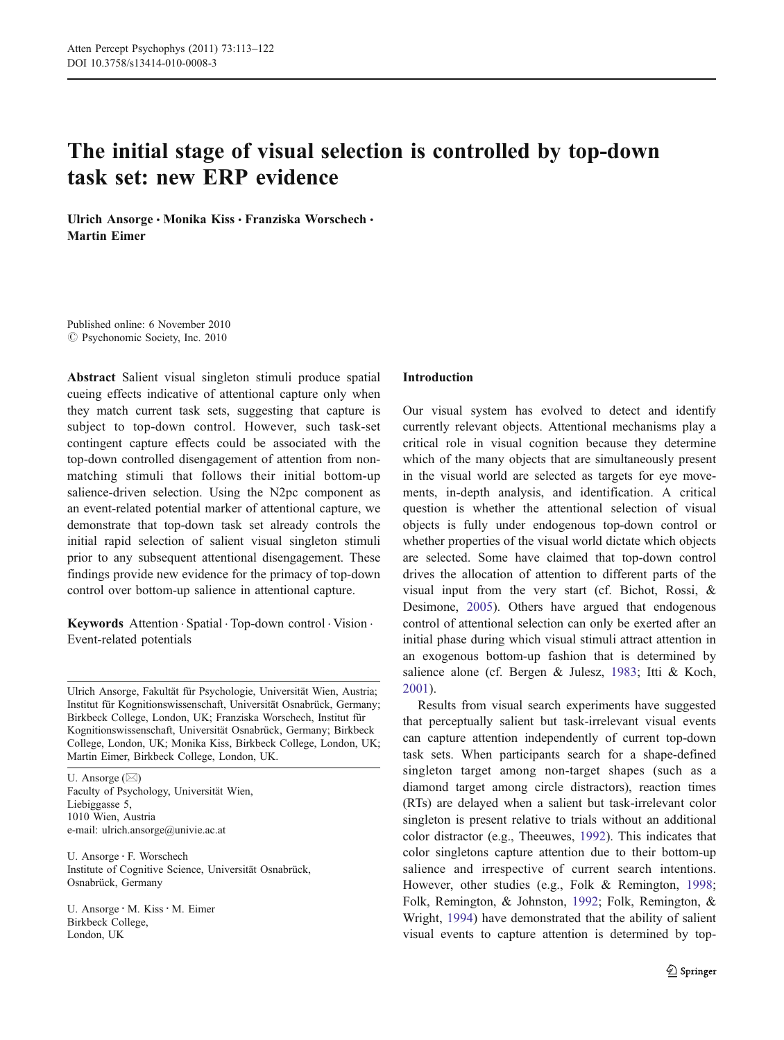# The initial stage of visual selection is controlled by top-down task set: new ERP evidence

**Ulrich Ansorge · Monika Kiss · Franziska Worschech · Martin Eimer**

Published online: 6 November 2010
© Psychonomic Society, Inc. 2010

**Abstract** Salient visual singleton stimuli produce spatial cueing effects indicative of attentional capture only when they match current task sets, suggesting that capture is subject to top-down control. However, such task-set contingent capture effects could be associated with the top-down controlled disengagement of attention from non-matching stimuli that follows their initial bottom-up salience-driven selection. Using the N2pc component as an event-related potential marker of attentional capture, we demonstrate that top-down task set already controls the initial rapid selection of salient visual singleton stimuli prior to any subsequent attentional disengagement. These findings provide new evidence for the primacy of top-down control over bottom-up salience in attentional capture.

**Keywords** Attention · Spatial · Top-down control · Vision · Event-related potentials

Ulrich Ansorge, Fakultät für Psychologie, Universität Wien, Austria; Institut für Kognitionswissenschaft, Universität Osnabrück, Germany; Birkbeck College, London, UK; Franziska Worschech, Institut für Kognitionswissenschaft, Universität Osnabrück, Germany; Birkbeck College, London, UK; Monika Kiss, Birkbeck College, London, UK; Martin Eimer, Birkbeck College, London, UK.

U. Ansorge (✉)
Faculty of Psychology, Universität Wien,
Liebiggasse 5,
1010 Wien, Austria
e-mail: ulrich.ansorge@univie.ac.at

U. Ansorge · F. Worschech
Institute of Cognitive Science, Universität Osnabrück,
Osnabrück, Germany

U. Ansorge · M. Kiss · M. Eimer
Birkbeck College,
London, UK

## Introduction

Our visual system has evolved to detect and identify currently relevant objects. Attentional mechanisms play a critical role in visual cognition because they determine which of the many objects that are simultaneously present in the visual world are selected as targets for eye movements, in-depth analysis, and identification. A critical question is whether the attentional selection of visual objects is fully under endogenous top-down control or whether properties of the visual world dictate which objects are selected. Some have claimed that top-down control drives the allocation of attention to different parts of the visual input from the very start (cf. Bichot, Rossi, & Desimone, 2005). Others have argued that endogenous control of attentional selection can only be exerted after an initial phase during which visual stimuli attract attention in an exogenous bottom-up fashion that is determined by salience alone (cf. Bergen & Julesz, 1983; Itti & Koch, 2001).

Results from visual search experiments have suggested that perceptually salient but task-irrelevant visual events can capture attention independently of current top-down task sets. When participants search for a shape-defined singleton target among non-target shapes (such as a diamond target among circle distractors), reaction times (RTs) are delayed when a salient but task-irrelevant color singleton is present relative to trials without an additional color distractor (e.g., Theeuwes, 1992). This indicates that color singletons capture attention due to their bottom-up salience and irrespective of current search intentions. However, other studies (e.g., Folk & Remington, 1998; Folk, Remington, & Johnston, 1992; Folk, Remington, & Wright, 1994) have demonstrated that the ability of salient visual events to capture attention is determined by top-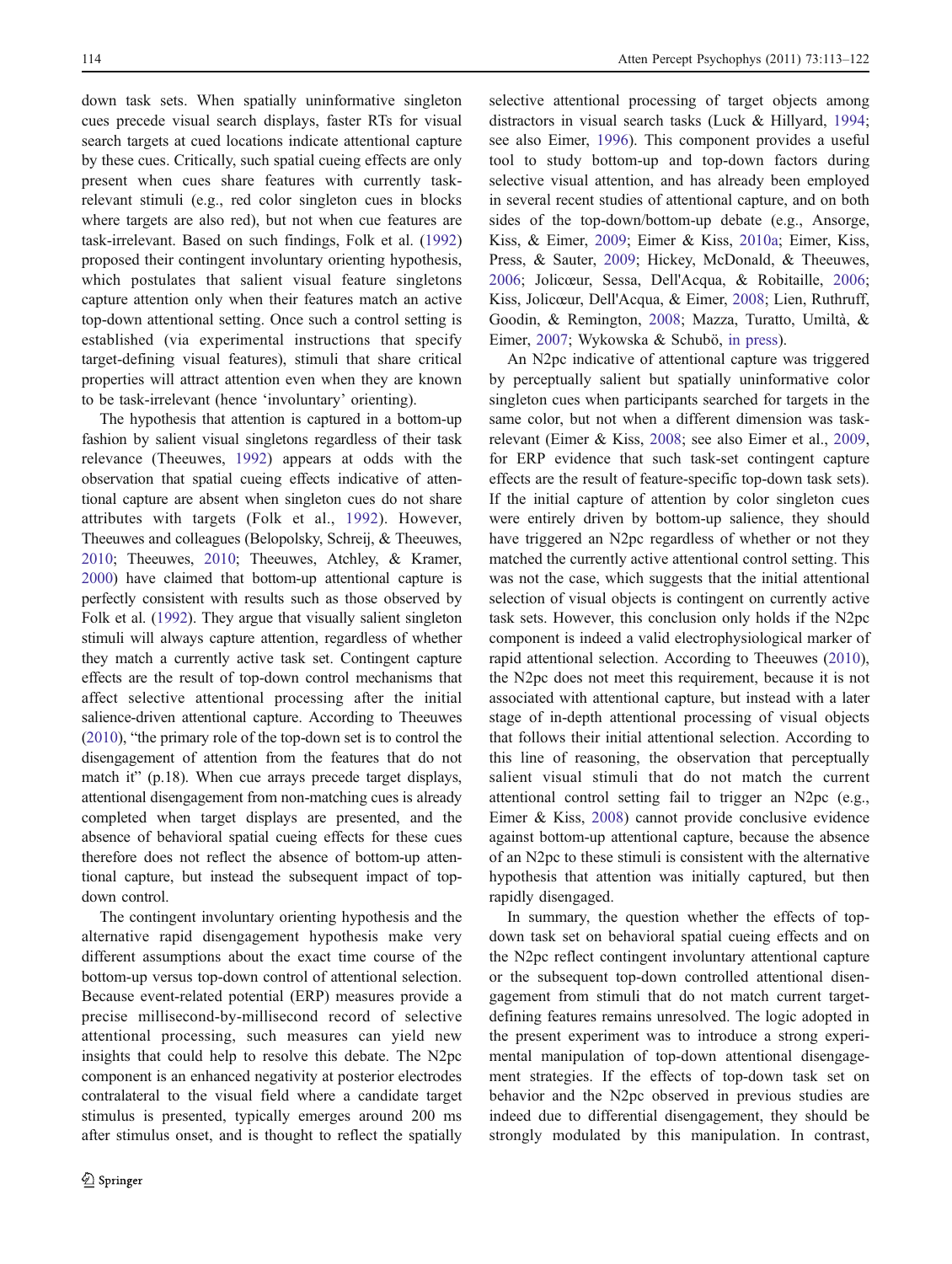down task sets. When spatially uninformative singleton cues precede visual search displays, faster RTs for visual search targets at cued locations indicate attentional capture by these cues. Critically, such spatial cueing effects are only present when cues share features with currently task-relevant stimuli (e.g., red color singleton cues in blocks where targets are also red), but not when cue features are task-irrelevant. Based on such findings, Folk et al. (1992) proposed their contingent involuntary orienting hypothesis, which postulates that salient visual feature singletons capture attention only when their features match an active top-down attentional setting. Once such a control setting is established (via experimental instructions that specify target-defining visual features), stimuli that share critical properties will attract attention even when they are known to be task-irrelevant (hence 'involuntary' orienting).

The hypothesis that attention is captured in a bottom-up fashion by salient visual singletons regardless of their task relevance (Theeuwes, 1992) appears at odds with the observation that spatial cueing effects indicative of attentional capture are absent when singleton cues do not share attributes with targets (Folk et al., 1992). However, Theeuwes and colleagues (Belopolsky, Schreij, & Theeuwes, 2010; Theeuwes, 2010; Theeuwes, Atchley, & Kramer, 2000) have claimed that bottom-up attentional capture is perfectly consistent with results such as those observed by Folk et al. (1992). They argue that visually salient singleton stimuli will always capture attention, regardless of whether they match a currently active task set. Contingent capture effects are the result of top-down control mechanisms that affect selective attentional processing after the initial salience-driven attentional capture. According to Theeuwes (2010), "the primary role of the top-down set is to control the disengagement of attention from the features that do not match it" (p.18). When cue arrays precede target displays, attentional disengagement from non-matching cues is already completed when target displays are presented, and the absence of behavioral spatial cueing effects for these cues therefore does not reflect the absence of bottom-up attentional capture, but instead the subsequent impact of top-down control.

The contingent involuntary orienting hypothesis and the alternative rapid disengagement hypothesis make very different assumptions about the exact time course of the bottom-up versus top-down control of attentional selection. Because event-related potential (ERP) measures provide a precise millisecond-by-millisecond record of selective attentional processing, such measures can yield new insights that could help to resolve this debate. The N2pc component is an enhanced negativity at posterior electrodes contralateral to the visual field where a candidate target stimulus is presented, typically emerges around 200 ms after stimulus onset, and is thought to reflect the spatially selective attentional processing of target objects among distractors in visual search tasks (Luck & Hillyard, 1994; see also Eimer, 1996). This component provides a useful tool to study bottom-up and top-down factors during selective visual attention, and has already been employed in several recent studies of attentional capture, and on both sides of the top-down/bottom-up debate (e.g., Ansorge, Kiss, & Eimer, 2009; Eimer & Kiss, 2010a; Eimer, Kiss, Press, & Sauter, 2009; Hickey, McDonald, & Theeuwes, 2006; Jolicœur, Sessa, Dell'Acqua, & Robitaille, 2006; Kiss, Jolicœur, Dell'Acqua, & Eimer, 2008; Lien, Ruthruff, Goodin, & Remington, 2008; Mazza, Turatto, Umiltà, & Eimer, 2007; Wykowska & Schubö, in press).

An N2pc indicative of attentional capture was triggered by perceptually salient but spatially uninformative color singleton cues when participants searched for targets in the same color, but not when a different dimension was task-relevant (Eimer & Kiss, 2008; see also Eimer et al., 2009, for ERP evidence that such task-set contingent capture effects are the result of feature-specific top-down task sets). If the initial capture of attention by color singleton cues were entirely driven by bottom-up salience, they should have triggered an N2pc regardless of whether or not they matched the currently active attentional control setting. This was not the case, which suggests that the initial attentional selection of visual objects is contingent on currently active task sets. However, this conclusion only holds if the N2pc component is indeed a valid electrophysiological marker of rapid attentional selection. According to Theeuwes (2010), the N2pc does not meet this requirement, because it is not associated with attentional capture, but instead with a later stage of in-depth attentional processing of visual objects that follows their initial attentional selection. According to this line of reasoning, the observation that perceptually salient visual stimuli that do not match the current attentional control setting fail to trigger an N2pc (e.g., Eimer & Kiss, 2008) cannot provide conclusive evidence against bottom-up attentional capture, because the absence of an N2pc to these stimuli is consistent with the alternative hypothesis that attention was initially captured, but then rapidly disengaged.

In summary, the question whether the effects of top-down task set on behavioral spatial cueing effects and on the N2pc reflect contingent involuntary attentional capture or the subsequent top-down controlled attentional disengagement from stimuli that do not match current target-defining features remains unresolved. The logic adopted in the present experiment was to introduce a strong experimental manipulation of top-down attentional disengagement strategies. If the effects of top-down task set on behavior and the N2pc observed in previous studies are indeed due to differential disengagement, they should be strongly modulated by this manipulation. In contrast,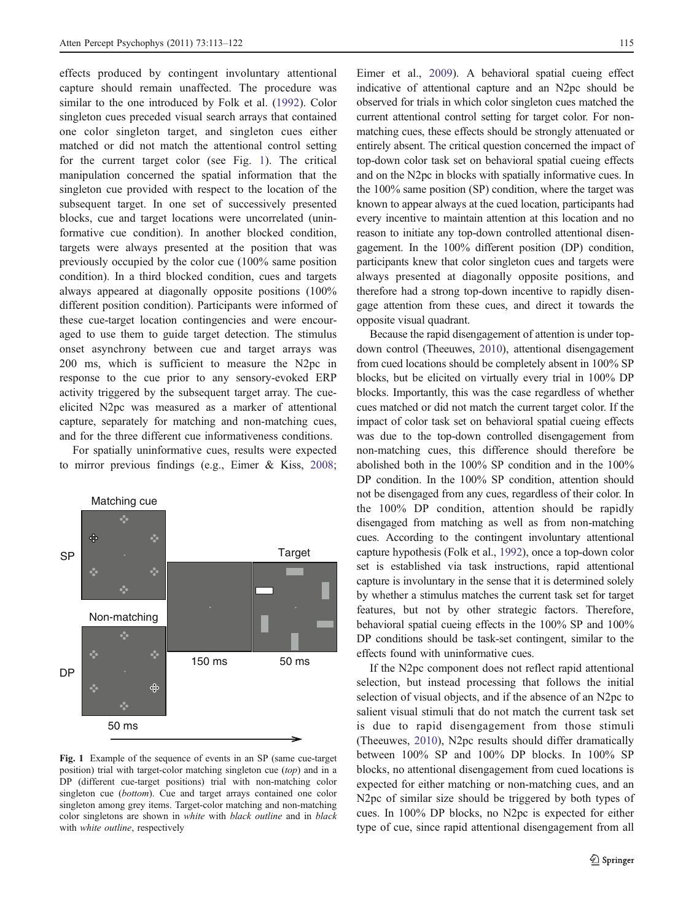effects produced by contingent involuntary attentional capture should remain unaffected. The procedure was similar to the one introduced by Folk et al. (1992). Color singleton cues preceded visual search arrays that contained one color singleton target, and singleton cues either matched or did not match the attentional control setting for the current target color (see Fig. 1). The critical manipulation concerned the spatial information that the singleton cue provided with respect to the location of the subsequent target. In one set of successively presented blocks, cue and target locations were uncorrelated (uninformative cue condition). In another blocked condition, targets were always presented at the position that was previously occupied by the color cue (100% same position condition). In a third blocked condition, cues and targets always appeared at diagonally opposite positions (100% different position condition). Participants were informed of these cue-target location contingencies and were encouraged to use them to guide target detection. The stimulus onset asynchrony between cue and target arrays was 200 ms, which is sufficient to measure the N2pc in response to the cue prior to any sensory-evoked ERP activity triggered by the subsequent target array. The cue-elicited N2pc was measured as a marker of attentional capture, separately for matching and non-matching cues, and for the three different cue informativeness conditions.

For spatially uninformative cues, results were expected to mirror previous findings (e.g., Eimer & Kiss, 2008; Eimer et al., 2009). A behavioral spatial cueing effect indicative of attentional capture and an N2pc should be observed for trials in which color singleton cues matched the current attentional control setting for target color. For non-matching cues, these effects should be strongly attenuated or entirely absent. The critical question concerned the impact of top-down color task set on behavioral spatial cueing effects and on the N2pc in blocks with spatially informative cues. In the 100% same position (SP) condition, where the target was known to appear always at the cued location, participants had every incentive to maintain attention at this location and no reason to initiate any top-down controlled attentional disengagement. In the 100% different position (DP) condition, participants knew that color singleton cues and targets were always presented at diagonally opposite positions, and therefore had a strong top-down incentive to rapidly disengage attention from these cues, and direct it towards the opposite visual quadrant.

**Fig. 1** Example of the sequence of events in an SP (same cue-target position) trial with target-color matching singleton cue (*top*) and in a DP (different cue-target positions) trial with non-matching color singleton cue (*bottom*). Cue and target arrays contained one color singleton among grey items. Target-color matching and non-matching color singletons are shown in *white* with *black outline* and in *black* with *white outline*, respectively

Because the rapid disengagement of attention is under top-down control (Theeuwes, 2010), attentional disengagement from cued locations should be completely absent in 100% SP blocks, but be elicited on virtually every trial in 100% DP blocks. Importantly, this was the case regardless of whether cues matched or did not match the current target color. If the impact of color task set on behavioral spatial cueing effects was due to the top-down controlled disengagement from non-matching cues, this difference should therefore be abolished both in the 100% SP condition and in the 100% DP condition. In the 100% SP condition, attention should not be disengaged from any cues, regardless of their color. In the 100% DP condition, attention should be rapidly disengaged from matching as well as from non-matching cues. According to the contingent involuntary attentional capture hypothesis (Folk et al., 1992), once a top-down color set is established via task instructions, rapid attentional capture is involuntary in the sense that it is determined solely by whether a stimulus matches the current task set for target features, but not by other strategic factors. Therefore, behavioral spatial cueing effects in the 100% SP and 100% DP conditions should be task-set contingent, similar to the effects found with uninformative cues.

If the N2pc component does not reflect rapid attentional selection, but instead processing that follows the initial selection of visual objects, and if the absence of an N2pc to salient visual stimuli that do not match the current task set is due to rapid disengagement from those stimuli (Theeuwes, 2010), N2pc results should differ dramatically between 100% SP and 100% DP blocks. In 100% SP blocks, no attentional disengagement from cued locations is expected for either matching or non-matching cues, and an N2pc of similar size should be triggered by both types of cues. In 100% DP blocks, no N2pc is expected for either type of cue, since rapid attentional disengagement from all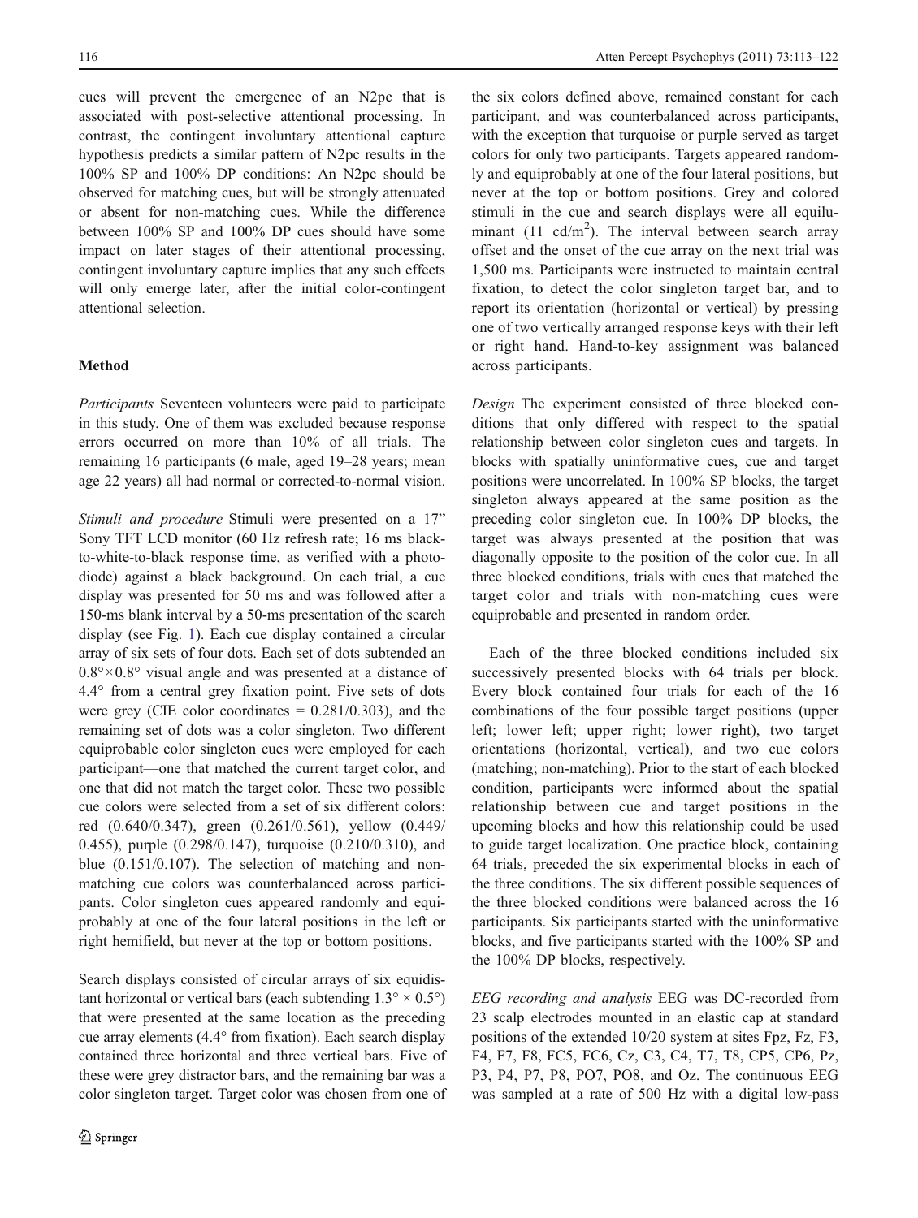cues will prevent the emergence of an N2pc that is associated with post-selective attentional processing. In contrast, the contingent involuntary attentional capture hypothesis predicts a similar pattern of N2pc results in the 100% SP and 100% DP conditions: An N2pc should be observed for matching cues, but will be strongly attenuated or absent for non-matching cues. While the difference between 100% SP and 100% DP cues should have some impact on later stages of their attentional processing, contingent involuntary capture implies that any such effects will only emerge later, after the initial color-contingent attentional selection.

## Method

*Participants* Seventeen volunteers were paid to participate in this study. One of them was excluded because response errors occurred on more than 10% of all trials. The remaining 16 participants (6 male, aged 19–28 years; mean age 22 years) all had normal or corrected-to-normal vision.

*Stimuli and procedure* Stimuli were presented on a 17" Sony TFT LCD monitor (60 Hz refresh rate; 16 ms black-to-white-to-black response time, as verified with a photo-diode) against a black background. On each trial, a cue display was presented for 50 ms and was followed after a 150-ms blank interval by a 50-ms presentation of the search display (see Fig. 1). Each cue display contained a circular array of six sets of four dots. Each set of dots subtended an $0.8° \times 0.8°$ visual angle and was presented at a distance of 4.4° from a central grey fixation point. Five sets of dots were grey (CIE color coordinates = 0.281/0.303), and the remaining set of dots was a color singleton. Two different equiprobable color singleton cues were employed for each participant—one that matched the current target color, and one that did not match the target color. These two possible cue colors were selected from a set of six different colors: red (0.640/0.347), green (0.261/0.561), yellow (0.449/0.455), purple (0.298/0.147), turquoise (0.210/0.310), and blue (0.151/0.107). The selection of matching and non-matching cue colors was counterbalanced across participants. Color singleton cues appeared randomly and equiprobably at one of the four lateral positions in the left or right hemifield, but never at the top or bottom positions.

Search displays consisted of circular arrays of six equidistant horizontal or vertical bars (each subtending $1.3° \times 0.5°$) that were presented at the same location as the preceding cue array elements (4.4° from fixation). Each search display contained three horizontal and three vertical bars. Five of these were grey distractor bars, and the remaining bar was a color singleton target. Target color was chosen from one of the six colors defined above, remained constant for each participant, and was counterbalanced across participants, with the exception that turquoise or purple served as target colors for only two participants. Targets appeared randomly and equiprobably at one of the four lateral positions, but never at the top or bottom positions. Grey and colored stimuli in the cue and search displays were all equiluminant (11 cd/m$^2$). The interval between search array offset and the onset of the cue array on the next trial was 1,500 ms. Participants were instructed to maintain central fixation, to detect the color singleton target bar, and to report its orientation (horizontal or vertical) by pressing one of two vertically arranged response keys with their left or right hand. Hand-to-key assignment was balanced across participants.

*Design* The experiment consisted of three blocked conditions that only differed with respect to the spatial relationship between color singleton cues and targets. In blocks with spatially uninformative cues, cue and target positions were uncorrelated. In 100% SP blocks, the target singleton always appeared at the same position as the preceding color singleton cue. In 100% DP blocks, the target was always presented at the position that was diagonally opposite to the position of the color cue. In all three blocked conditions, trials with cues that matched the target color and trials with non-matching cues were equiprobable and presented in random order.

Each of the three blocked conditions included six successively presented blocks with 64 trials per block. Every block contained four trials for each of the 16 combinations of the four possible target positions (upper left; lower left; upper right; lower right), two target orientations (horizontal, vertical), and two cue colors (matching; non-matching). Prior to the start of each blocked condition, participants were informed about the spatial relationship between cue and target positions in the upcoming blocks and how this relationship could be used to guide target localization. One practice block, containing 64 trials, preceded the six experimental blocks in each of the three conditions. The six different possible sequences of the three blocked conditions were balanced across the 16 participants. Six participants started with the uninformative blocks, and five participants started with the 100% SP and the 100% DP blocks, respectively.

*EEG recording and analysis* EEG was DC-recorded from 23 scalp electrodes mounted in an elastic cap at standard positions of the extended 10/20 system at sites Fpz, Fz, F3, F4, F7, F8, FC5, FC6, Cz, C3, C4, T7, T8, CP5, CP6, Pz, P3, P4, P7, P8, PO7, PO8, and Oz. The continuous EEG was sampled at a rate of 500 Hz with a digital low-pass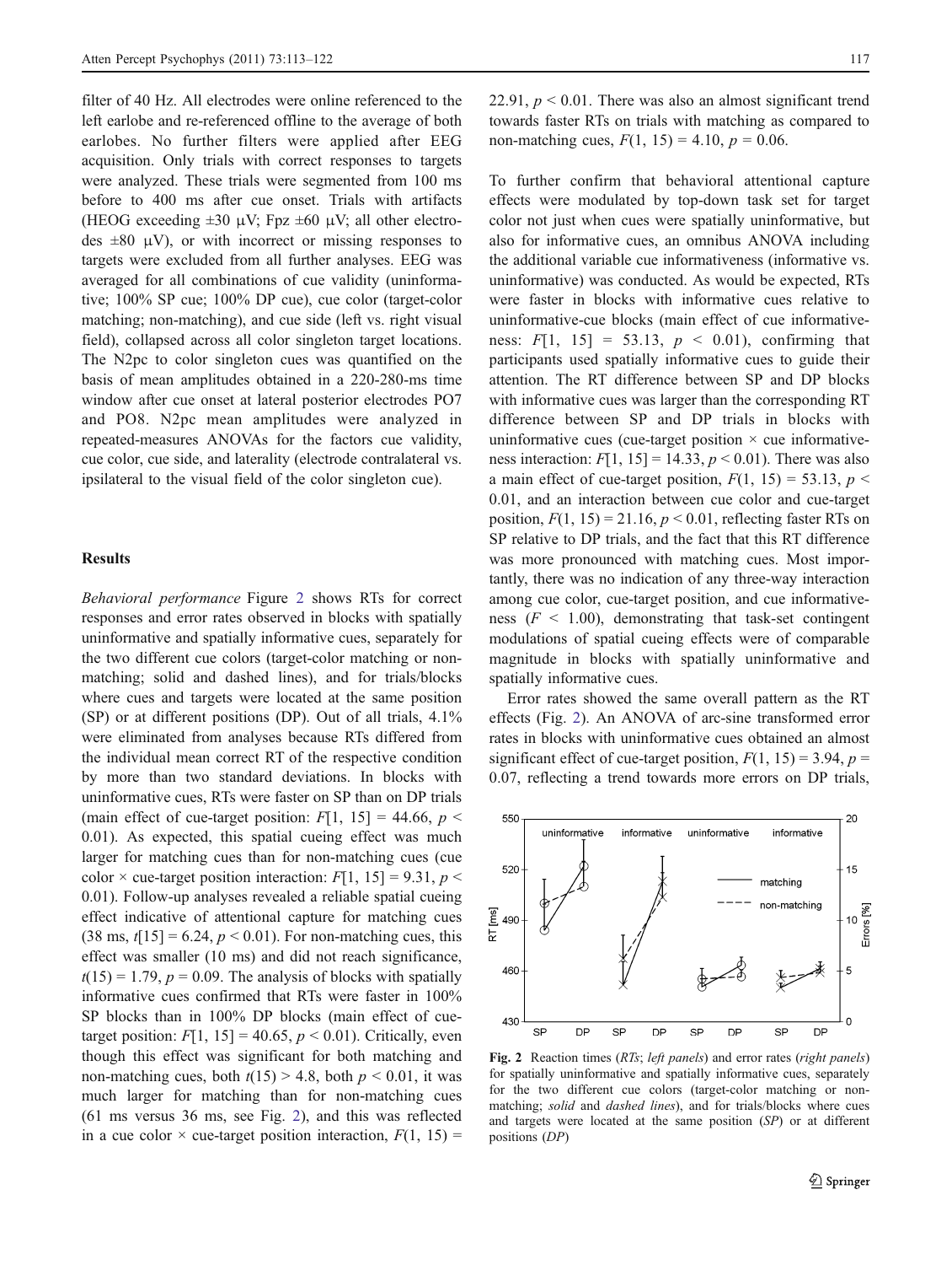filter of 40 Hz. All electrodes were online referenced to the left earlobe and re-referenced offline to the average of both earlobes. No further filters were applied after EEG acquisition. Only trials with correct responses to targets were analyzed. These trials were segmented from 100 ms before to 400 ms after cue onset. Trials with artifacts (HEOG exceeding ±30 μV; Fpz ±60 μV; all other electrodes ±80 μV), or with incorrect or missing responses to targets were excluded from all further analyses. EEG was averaged for all combinations of cue validity (uninformative; 100% SP cue; 100% DP cue), cue color (target-color matching; non-matching), and cue side (left vs. right visual field), collapsed across all color singleton target locations. The N2pc to color singleton cues was quantified on the basis of mean amplitudes obtained in a 220-280-ms time window after cue onset at lateral posterior electrodes PO7 and PO8. N2pc mean amplitudes were analyzed in repeated-measures ANOVAs for the factors cue validity, cue color, cue side, and laterality (electrode contralateral vs. ipsilateral to the visual field of the color singleton cue).

## Results

*Behavioral performance* Figure 2 shows RTs for correct responses and error rates observed in blocks with spatially uninformative and spatially informative cues, separately for the two different cue colors (target-color matching or non-matching; solid and dashed lines), and for trials/blocks where cues and targets were located at the same position (SP) or at different positions (DP). Out of all trials, 4.1% were eliminated from analyses because RTs differed from the individual mean correct RT of the respective condition by more than two standard deviations. In blocks with uninformative cues, RTs were faster on SP than on DP trials (main effect of cue-target position: $F[1, 15] = 44.66$, $p < 0.01$). As expected, this spatial cueing effect was much larger for matching cues than for non-matching cues (cue color × cue-target position interaction: $F[1, 15] = 9.31$, $p < 0.01$). Follow-up analyses revealed a reliable spatial cueing effect indicative of attentional capture for matching cues (38 ms, $t[15] = 6.24$, $p < 0.01$). For non-matching cues, this effect was smaller (10 ms) and did not reach significance, $t(15) = 1.79$, $p = 0.09$. The analysis of blocks with spatially informative cues confirmed that RTs were faster in 100% SP blocks than in 100% DP blocks (main effect of cue-target position: $F[1, 15] = 40.65$, $p < 0.01$). Critically, even though this effect was significant for both matching and non-matching cues, both $t(15) > 4.8$, both $p < 0.01$, it was much larger for matching than for non-matching cues (61 ms versus 36 ms, see Fig. 2), and this was reflected in a cue color × cue-target position interaction, $F(1, 15) = 22.91$, $p < 0.01$. There was also an almost significant trend towards faster RTs on trials with matching as compared to non-matching cues, $F(1, 15) = 4.10$, $p = 0.06$.

To further confirm that behavioral attentional capture effects were modulated by top-down task set for target color not just when cues were spatially uninformative, but also for informative cues, an omnibus ANOVA including the additional variable cue informativeness (informative vs. uninformative) was conducted. As would be expected, RTs were faster in blocks with informative cues relative to uninformative-cue blocks (main effect of cue informativeness: $F[1, 15] = 53.13$, $p < 0.01$), confirming that participants used spatially informative cues to guide their attention. The RT difference between SP and DP blocks with informative cues was larger than the corresponding RT difference between SP and DP trials in blocks with uninformative cues (cue-target position × cue informativeness interaction: $F[1, 15] = 14.33$, $p < 0.01$). There was also a main effect of cue-target position, $F(1, 15) = 53.13$, $p < 0.01$, and an interaction between cue color and cue-target position, $F(1, 15) = 21.16$, $p < 0.01$, reflecting faster RTs on SP relative to DP trials, and the fact that this RT difference was more pronounced with matching cues. Most importantly, there was no indication of any three-way interaction among cue color, cue-target position, and cue informativeness ($F < 1.00$), demonstrating that task-set contingent modulations of spatial cueing effects were of comparable magnitude in blocks with spatially uninformative and spatially informative cues.

Error rates showed the same overall pattern as the RT effects (Fig. 2). An ANOVA of arc-sine transformed error rates in blocks with uninformative cues obtained an almost significant effect of cue-target position, $F(1, 15) = 3.94$, $p = 0.07$, reflecting a trend towards more errors on DP trials,

**Fig. 2** Reaction times (*RTs*; *left panels*) and error rates (*right panels*) for spatially uninformative and spatially informative cues, separately for the two different cue colors (target-color matching or non-matching; *solid* and *dashed lines*), and for trials/blocks where cues and targets were located at the same position (*SP*) or at different positions (*DP*)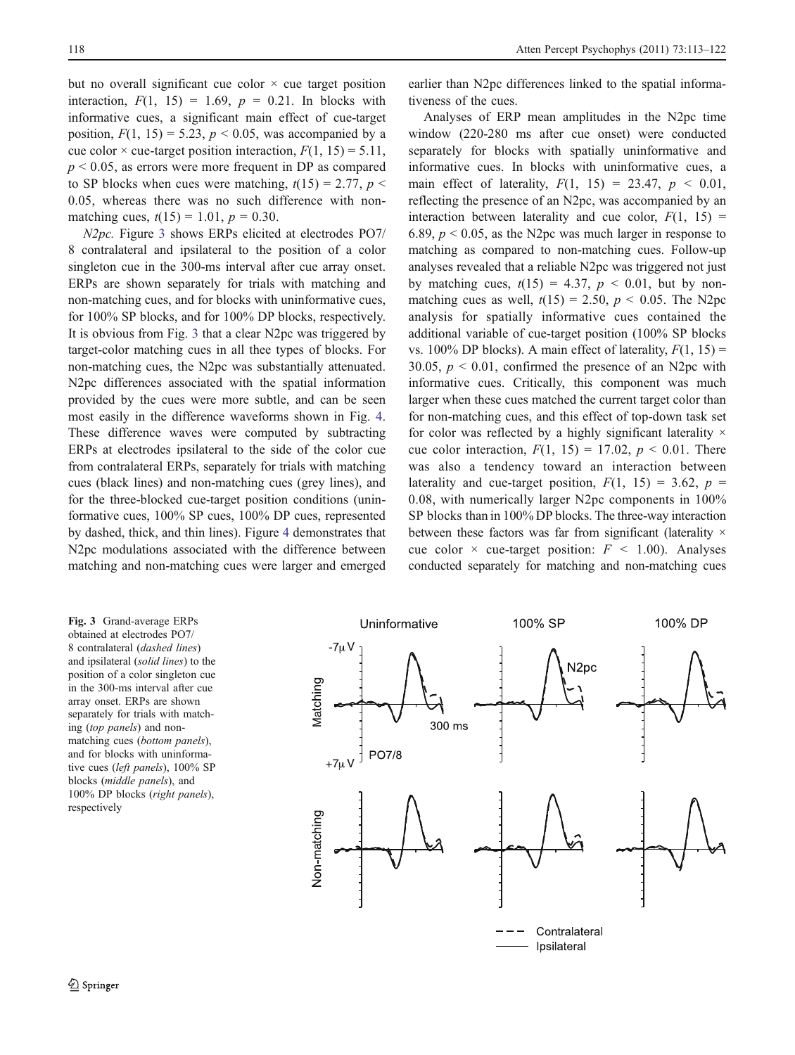but no overall significant cue color × cue target position interaction, $F(1, 15) = 1.69$, $p = 0.21$. In blocks with informative cues, a significant main effect of cue-target position, $F(1, 15) = 5.23$, $p < 0.05$, was accompanied by a cue color × cue-target position interaction, $F(1, 15) = 5.11$, $p < 0.05$, as errors were more frequent in DP as compared to SP blocks when cues were matching, $t(15) = 2.77$, $p < 0.05$, whereas there was no such difference with non-matching cues, $t(15) = 1.01$, $p = 0.30$.

*N2pc.* Figure 3 shows ERPs elicited at electrodes PO7/8 contralateral and ipsilateral to the position of a color singleton cue in the 300-ms interval after cue array onset. ERPs are shown separately for trials with matching and non-matching cues, and for blocks with uninformative cues, for 100% SP blocks, and for 100% DP blocks, respectively. It is obvious from Fig. 3 that a clear N2pc was triggered by target-color matching cues in all thee types of blocks. For non-matching cues, the N2pc was substantially attenuated. N2pc differences associated with the spatial information provided by the cues were more subtle, and can be seen most easily in the difference waveforms shown in Fig. 4. These difference waves were computed by subtracting ERPs at electrodes ipsilateral to the side of the color cue from contralateral ERPs, separately for trials with matching cues (black lines) and non-matching cues (grey lines), and for the three-blocked cue-target position conditions (uninformative cues, 100% SP cues, 100% DP cues, represented by dashed, thick, and thin lines). Figure 4 demonstrates that N2pc modulations associated with the difference between matching and non-matching cues were larger and emerged earlier than N2pc differences linked to the spatial informativeness of the cues.

Analyses of ERP mean amplitudes in the N2pc time window (220-280 ms after cue onset) were conducted separately for blocks with spatially uninformative and informative cues. In blocks with uninformative cues, a main effect of laterality, $F(1, 15) = 23.47$, $p < 0.01$, reflecting the presence of an N2pc, was accompanied by an interaction between laterality and cue color, $F(1, 15) = 6.89$, $p < 0.05$, as the N2pc was much larger in response to matching as compared to non-matching cues. Follow-up analyses revealed that a reliable N2pc was triggered not just by matching cues, $t(15) = 4.37$, $p < 0.01$, but by non-matching cues as well, $t(15) = 2.50$, $p < 0.05$. The N2pc analysis for spatially informative cues contained the additional variable of cue-target position (100% SP blocks vs. 100% DP blocks). A main effect of laterality, $F(1, 15) = 30.05$, $p < 0.01$, confirmed the presence of an N2pc with informative cues. Critically, this component was much larger when these cues matched the current target color than for non-matching cues, and this effect of top-down task set for color was reflected by a highly significant laterality × cue color interaction, $F(1, 15) = 17.02$, $p < 0.01$. There was also a tendency toward an interaction between laterality and cue-target position, $F(1, 15) = 3.62$, $p = 0.08$, with numerically larger N2pc components in 100% SP blocks than in 100% DP blocks. The three-way interaction between these factors was far from significant (laterality × cue color × cue-target position: $F < 1.00$). Analyses conducted separately for matching and non-matching cues

**Fig. 3** Grand-average ERPs obtained at electrodes PO7/8 contralateral (*dashed lines*) and ipsilateral (*solid lines*) to the position of a color singleton cue in the 300-ms interval after cue array onset. ERPs are shown separately for trials with matching (*top panels*) and non-matching cues (*bottom panels*), and for blocks with uninformative cues (*left panels*), 100% SP blocks (*middle panels*), and 100% DP blocks (*right panels*), respectively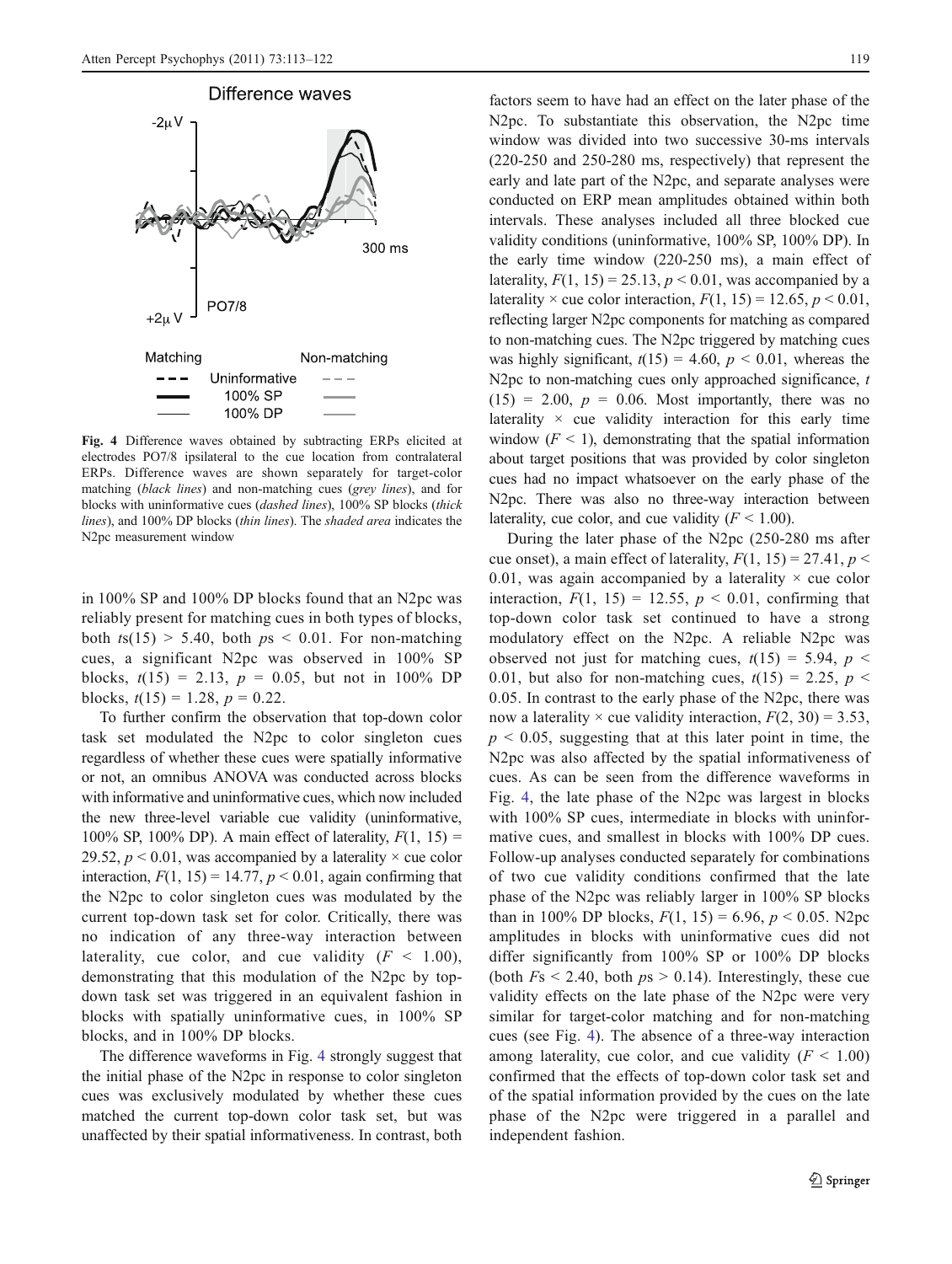**Fig. 4** Difference waves obtained by subtracting ERPs elicited at electrodes PO7/8 ipsilateral to the cue location from contralateral ERPs. Difference waves are shown separately for target-color matching (*black lines*) and non-matching cues (*grey lines*), and for blocks with uninformative cues (*dashed lines*), 100% SP blocks (*thick lines*), and 100% DP blocks (*thin lines*). The *shaded area* indicates the N2pc measurement window

in 100% SP and 100% DP blocks found that an N2pc was reliably present for matching cues in both types of blocks, both $ts(15) > 5.40$, both $ps < 0.01$. For non-matching cues, a significant N2pc was observed in 100% SP blocks, $t(15) = 2.13$, $p = 0.05$, but not in 100% DP blocks, $t(15) = 1.28$, $p = 0.22$.

To further confirm the observation that top-down color task set modulated the N2pc to color singleton cues regardless of whether these cues were spatially informative or not, an omnibus ANOVA was conducted across blocks with informative and uninformative cues, which now included the new three-level variable cue validity (uninformative, 100% SP, 100% DP). A main effect of laterality, $F(1, 15) = 29.52$, $p < 0.01$, was accompanied by a laterality × cue color interaction, $F(1, 15) = 14.77$, $p < 0.01$, again confirming that the N2pc to color singleton cues was modulated by the current top-down task set for color. Critically, there was no indication of any three-way interaction between laterality, cue color, and cue validity ($F < 1.00$), demonstrating that this modulation of the N2pc by top-down task set was triggered in an equivalent fashion in blocks with spatially uninformative cues, in 100% SP blocks, and in 100% DP blocks.

The difference waveforms in Fig. 4 strongly suggest that the initial phase of the N2pc in response to color singleton cues was exclusively modulated by whether these cues matched the current top-down color task set, but was unaffected by their spatial informativeness. In contrast, both factors seem to have had an effect on the later phase of the N2pc. To substantiate this observation, the N2pc time window was divided into two successive 30-ms intervals (220-250 and 250-280 ms, respectively) that represent the early and late part of the N2pc, and separate analyses were conducted on ERP mean amplitudes obtained within both intervals. These analyses included all three blocked cue validity conditions (uninformative, 100% SP, 100% DP). In the early time window (220-250 ms), a main effect of laterality, $F(1, 15) = 25.13$, $p < 0.01$, was accompanied by a laterality × cue color interaction, $F(1, 15) = 12.65$, $p < 0.01$, reflecting larger N2pc components for matching as compared to non-matching cues. The N2pc triggered by matching cues was highly significant, $t(15) = 4.60$, $p < 0.01$, whereas the N2pc to non-matching cues only approached significance, $t(15) = 2.00$, $p = 0.06$. Most importantly, there was no laterality × cue validity interaction for this early time window ($F < 1$), demonstrating that the spatial information about target positions that was provided by color singleton cues had no impact whatsoever on the early phase of the N2pc. There was also no three-way interaction between laterality, cue color, and cue validity ($F < 1.00$).

During the later phase of the N2pc (250-280 ms after cue onset), a main effect of laterality, $F(1, 15) = 27.41$, $p < 0.01$, was again accompanied by a laterality × cue color interaction, $F(1, 15) = 12.55$, $p < 0.01$, confirming that top-down color task set continued to have a strong modulatory effect on the N2pc. A reliable N2pc was observed not just for matching cues, $t(15) = 5.94$, $p < 0.01$, but also for non-matching cues, $t(15) = 2.25$, $p < 0.05$. In contrast to the early phase of the N2pc, there was now a laterality × cue validity interaction, $F(2, 30) = 3.53$, $p < 0.05$, suggesting that at this later point in time, the N2pc was also affected by the spatial informativeness of cues. As can be seen from the difference waveforms in Fig. 4, the late phase of the N2pc was largest in blocks with 100% SP cues, intermediate in blocks with uninformative cues, and smallest in blocks with 100% DP cues. Follow-up analyses conducted separately for combinations of two cue validity conditions confirmed that the late phase of the N2pc was reliably larger in 100% SP blocks than in 100% DP blocks, $F(1, 15) = 6.96$, $p < 0.05$. N2pc amplitudes in blocks with uninformative cues did not differ significantly from 100% SP or 100% DP blocks (both $Fs < 2.40$, both $ps > 0.14$). Interestingly, these cue validity effects on the late phase of the N2pc were very similar for target-color matching and for non-matching cues (see Fig. 4). The absence of a three-way interaction among laterality, cue color, and cue validity ($F < 1.00$) confirmed that the effects of top-down color task set and of the spatial information provided by the cues on the late phase of the N2pc were triggered in a parallel and independent fashion.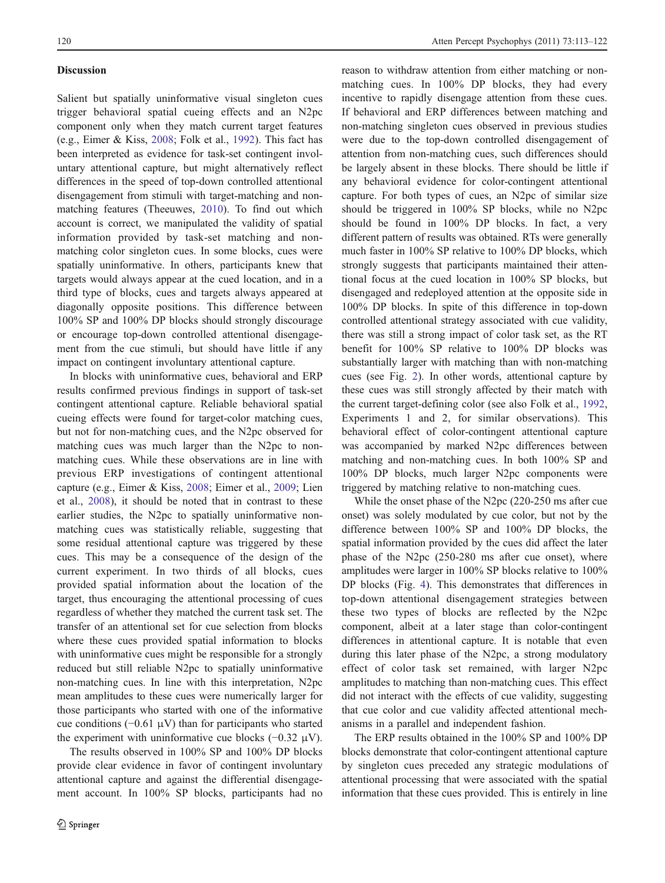## Discussion

Salient but spatially uninformative visual singleton cues trigger behavioral spatial cueing effects and an N2pc component only when they match current target features (e.g., Eimer & Kiss, 2008; Folk et al., 1992). This fact has been interpreted as evidence for task-set contingent involuntary attentional capture, but might alternatively reflect differences in the speed of top-down controlled attentional disengagement from stimuli with target-matching and non-matching features (Theeuwes, 2010). To find out which account is correct, we manipulated the validity of spatial information provided by task-set matching and non-matching color singleton cues. In some blocks, cues were spatially uninformative. In others, participants knew that targets would always appear at the cued location, and in a third type of blocks, cues and targets always appeared at diagonally opposite positions. This difference between 100% SP and 100% DP blocks should strongly discourage or encourage top-down controlled attentional disengagement from the cue stimuli, but should have little if any impact on contingent involuntary attentional capture.

In blocks with uninformative cues, behavioral and ERP results confirmed previous findings in support of task-set contingent attentional capture. Reliable behavioral spatial cueing effects were found for target-color matching cues, but not for non-matching cues, and the N2pc observed for matching cues was much larger than the N2pc to non-matching cues. While these observations are in line with previous ERP investigations of contingent attentional capture (e.g., Eimer & Kiss, 2008; Eimer et al., 2009; Lien et al., 2008), it should be noted that in contrast to these earlier studies, the N2pc to spatially uninformative non-matching cues was statistically reliable, suggesting that some residual attentional capture was triggered by these cues. This may be a consequence of the design of the current experiment. In two thirds of all blocks, cues provided spatial information about the location of the target, thus encouraging the attentional processing of cues regardless of whether they matched the current task set. The transfer of an attentional set for cue selection from blocks where these cues provided spatial information to blocks with uninformative cues might be responsible for a strongly reduced but still reliable N2pc to spatially uninformative non-matching cues. In line with this interpretation, N2pc mean amplitudes to these cues were numerically larger for those participants who started with one of the informative cue conditions (−0.61 μV) than for participants who started the experiment with uninformative cue blocks (−0.32 μV).

The results observed in 100% SP and 100% DP blocks provide clear evidence in favor of contingent involuntary attentional capture and against the differential disengagement account. In 100% SP blocks, participants had no reason to withdraw attention from either matching or non-matching cues. In 100% DP blocks, they had every incentive to rapidly disengage attention from these cues. If behavioral and ERP differences between matching and non-matching singleton cues observed in previous studies were due to the top-down controlled disengagement of attention from non-matching cues, such differences should be largely absent in these blocks. There should be little if any behavioral evidence for color-contingent attentional capture. For both types of cues, an N2pc of similar size should be triggered in 100% SP blocks, while no N2pc should be found in 100% DP blocks. In fact, a very different pattern of results was obtained. RTs were generally much faster in 100% SP relative to 100% DP blocks, which strongly suggests that participants maintained their attentional focus at the cued location in 100% SP blocks, but disengaged and redeployed attention at the opposite side in 100% DP blocks. In spite of this difference in top-down controlled attentional strategy associated with cue validity, there was still a strong impact of color task set, as the RT benefit for 100% SP relative to 100% DP blocks was substantially larger with matching than with non-matching cues (see Fig. 2). In other words, attentional capture by these cues was still strongly affected by their match with the current target-defining color (see also Folk et al., 1992, Experiments 1 and 2, for similar observations). This behavioral effect of color-contingent attentional capture was accompanied by marked N2pc differences between matching and non-matching cues. In both 100% SP and 100% DP blocks, much larger N2pc components were triggered by matching relative to non-matching cues.

While the onset phase of the N2pc (220-250 ms after cue onset) was solely modulated by cue color, but not by the difference between 100% SP and 100% DP blocks, the spatial information provided by the cues did affect the later phase of the N2pc (250-280 ms after cue onset), where amplitudes were larger in 100% SP blocks relative to 100% DP blocks (Fig. 4). This demonstrates that differences in top-down attentional disengagement strategies between these two types of blocks are reflected by the N2pc component, albeit at a later stage than color-contingent differences in attentional capture. It is notable that even during this later phase of the N2pc, a strong modulatory effect of color task set remained, with larger N2pc amplitudes to matching than non-matching cues. This effect did not interact with the effects of cue validity, suggesting that cue color and cue validity affected attentional mechanisms in a parallel and independent fashion.

The ERP results obtained in the 100% SP and 100% DP blocks demonstrate that color-contingent attentional capture by singleton cues preceded any strategic modulations of attentional processing that were associated with the spatial information that these cues provided. This is entirely in line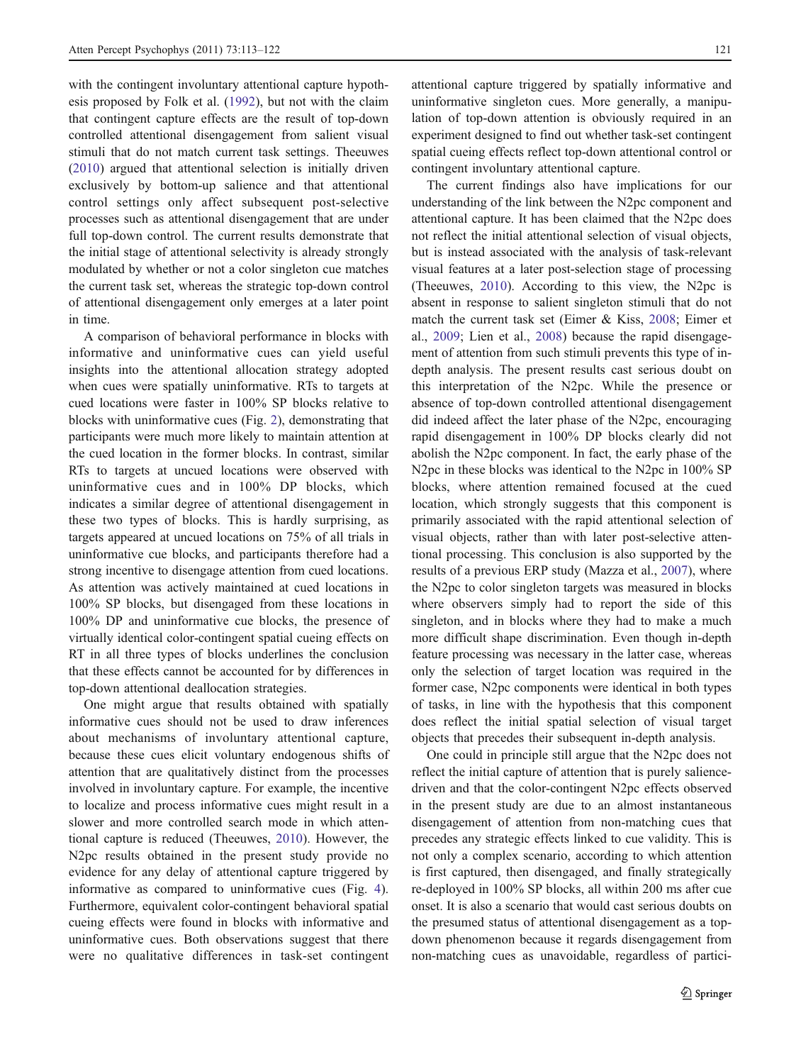with the contingent involuntary attentional capture hypothesis proposed by Folk et al. (1992), but not with the claim that contingent capture effects are the result of top-down controlled attentional disengagement from salient visual stimuli that do not match current task settings. Theeuwes (2010) argued that attentional selection is initially driven exclusively by bottom-up salience and that attentional control settings only affect subsequent post-selective processes such as attentional disengagement that are under full top-down control. The current results demonstrate that the initial stage of attentional selectivity is already strongly modulated by whether or not a color singleton cue matches the current task set, whereas the strategic top-down control of attentional disengagement only emerges at a later point in time.

A comparison of behavioral performance in blocks with informative and uninformative cues can yield useful insights into the attentional allocation strategy adopted when cues were spatially uninformative. RTs to targets at cued locations were faster in 100% SP blocks relative to blocks with uninformative cues (Fig. 2), demonstrating that participants were much more likely to maintain attention at the cued location in the former blocks. In contrast, similar RTs to targets at uncued locations were observed with uninformative cues and in 100% DP blocks, which indicates a similar degree of attentional disengagement in these two types of blocks. This is hardly surprising, as targets appeared at uncued locations on 75% of all trials in uninformative cue blocks, and participants therefore had a strong incentive to disengage attention from cued locations. As attention was actively maintained at cued locations in 100% SP blocks, but disengaged from these locations in 100% DP and uninformative cue blocks, the presence of virtually identical color-contingent spatial cueing effects on RT in all three types of blocks underlines the conclusion that these effects cannot be accounted for by differences in top-down attentional deallocation strategies.

One might argue that results obtained with spatially informative cues should not be used to draw inferences about mechanisms of involuntary attentional capture, because these cues elicit voluntary endogenous shifts of attention that are qualitatively distinct from the processes involved in involuntary capture. For example, the incentive to localize and process informative cues might result in a slower and more controlled search mode in which attentional capture is reduced (Theeuwes, 2010). However, the N2pc results obtained in the present study provide no evidence for any delay of attentional capture triggered by informative as compared to uninformative cues (Fig. 4). Furthermore, equivalent color-contingent behavioral spatial cueing effects were found in blocks with informative and uninformative cues. Both observations suggest that there were no qualitative differences in task-set contingent attentional capture triggered by spatially informative and uninformative singleton cues. More generally, a manipulation of top-down attention is obviously required in an experiment designed to find out whether task-set contingent spatial cueing effects reflect top-down attentional control or contingent involuntary attentional capture.

The current findings also have implications for our understanding of the link between the N2pc component and attentional capture. It has been claimed that the N2pc does not reflect the initial attentional selection of visual objects, but is instead associated with the analysis of task-relevant visual features at a later post-selection stage of processing (Theeuwes, 2010). According to this view, the N2pc is absent in response to salient singleton stimuli that do not match the current task set (Eimer & Kiss, 2008; Eimer et al., 2009; Lien et al., 2008) because the rapid disengagement of attention from such stimuli prevents this type of in-depth analysis. The present results cast serious doubt on this interpretation of the N2pc. While the presence or absence of top-down controlled attentional disengagement did indeed affect the later phase of the N2pc, encouraging rapid disengagement in 100% DP blocks clearly did not abolish the N2pc component. In fact, the early phase of the N2pc in these blocks was identical to the N2pc in 100% SP blocks, where attention remained focused at the cued location, which strongly suggests that this component is primarily associated with the rapid attentional selection of visual objects, rather than with later post-selective attentional processing. This conclusion is also supported by the results of a previous ERP study (Mazza et al., 2007), where the N2pc to color singleton targets was measured in blocks where observers simply had to report the side of this singleton, and in blocks where they had to make a much more difficult shape discrimination. Even though in-depth feature processing was necessary in the latter case, whereas only the selection of target location was required in the former case, N2pc components were identical in both types of tasks, in line with the hypothesis that this component does reflect the initial spatial selection of visual target objects that precedes their subsequent in-depth analysis.

One could in principle still argue that the N2pc does not reflect the initial capture of attention that is purely salience-driven and that the color-contingent N2pc effects observed in the present study are due to an almost instantaneous disengagement of attention from non-matching cues that precedes any strategic effects linked to cue validity. This is not only a complex scenario, according to which attention is first captured, then disengaged, and finally strategically re-deployed in 100% SP blocks, all within 200 ms after cue onset. It is also a scenario that would cast serious doubts on the presumed status of attentional disengagement as a top-down phenomenon because it regards disengagement from non-matching cues as unavoidable, regardless of partici-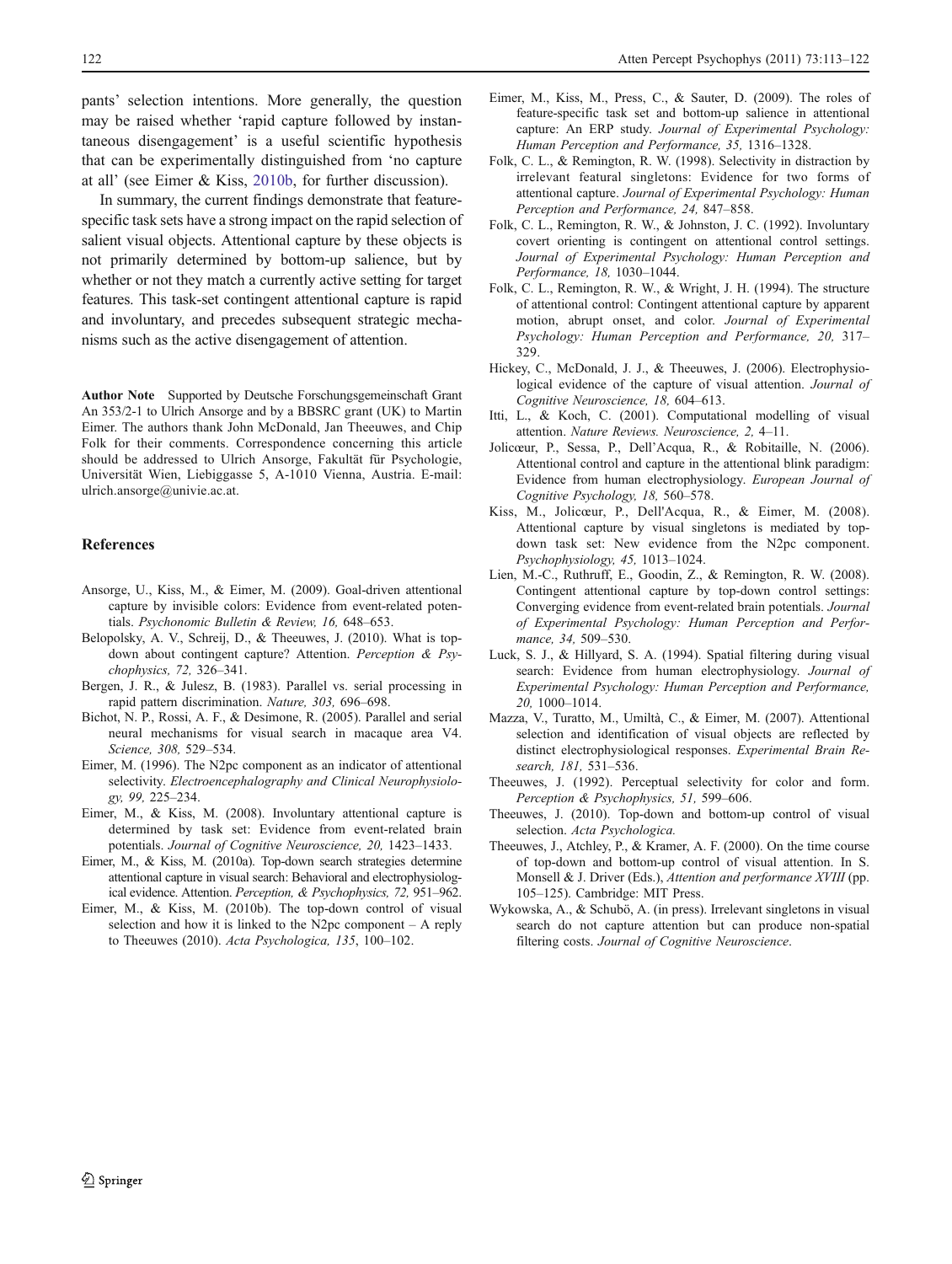pants' selection intentions. More generally, the question may be raised whether 'rapid capture followed by instantaneous disengagement' is a useful scientific hypothesis that can be experimentally distinguished from 'no capture at all' (see Eimer & Kiss, 2010b, for further discussion).

In summary, the current findings demonstrate that feature-specific task sets have a strong impact on the rapid selection of salient visual objects. Attentional capture by these objects is not primarily determined by bottom-up salience, but by whether or not they match a currently active setting for target features. This task-set contingent attentional capture is rapid and involuntary, and precedes subsequent strategic mechanisms such as the active disengagement of attention.

**Author Note** Supported by Deutsche Forschungsgemeinschaft Grant An 353/2-1 to Ulrich Ansorge and by a BBSRC grant (UK) to Martin Eimer. The authors thank John McDonald, Jan Theeuwes, and Chip Folk for their comments. Correspondence concerning this article should be addressed to Ulrich Ansorge, Fakultät für Psychologie, Universität Wien, Liebiggasse 5, A-1010 Vienna, Austria. E-mail: ulrich.ansorge@univie.ac.at.

## References

Ansorge, U., Kiss, M., & Eimer, M. (2009). Goal-driven attentional capture by invisible colors: Evidence from event-related potentials. *Psychonomic Bulletin & Review, 16,* 648–653.

Belopolsky, A. V., Schreij, D., & Theeuwes, J. (2010). What is top-down about contingent capture? Attention. *Perception & Psychophysics, 72,* 326–341.

Bergen, J. R., & Julesz, B. (1983). Parallel vs. serial processing in rapid pattern discrimination. *Nature, 303,* 696–698.

Bichot, N. P., Rossi, A. F., & Desimone, R. (2005). Parallel and serial neural mechanisms for visual search in macaque area V4. *Science, 308,* 529–534.

Eimer, M. (1996). The N2pc component as an indicator of attentional selectivity. *Electroencephalography and Clinical Neurophysiology, 99,* 225–234.

Eimer, M., & Kiss, M. (2008). Involuntary attentional capture is determined by task set: Evidence from event-related brain potentials. *Journal of Cognitive Neuroscience, 20,* 1423–1433.

Eimer, M., & Kiss, M. (2010a). Top-down search strategies determine attentional capture in visual search: Behavioral and electrophysiological evidence. Attention. *Perception, & Psychophysics, 72,* 951–962.

Eimer, M., & Kiss, M. (2010b). The top-down control of visual selection and how it is linked to the N2pc component – A reply to Theeuwes (2010). *Acta Psychologica, 135*, 100–102.

Eimer, M., Kiss, M., Press, C., & Sauter, D. (2009). The roles of feature-specific task set and bottom-up salience in attentional capture: An ERP study. *Journal of Experimental Psychology: Human Perception and Performance, 35,* 1316–1328.

Folk, C. L., & Remington, R. W. (1998). Selectivity in distraction by irrelevant featural singletons: Evidence for two forms of attentional capture. *Journal of Experimental Psychology: Human Perception and Performance, 24,* 847–858.

Folk, C. L., Remington, R. W., & Johnston, J. C. (1992). Involuntary covert orienting is contingent on attentional control settings. *Journal of Experimental Psychology: Human Perception and Performance, 18,* 1030–1044.

Folk, C. L., Remington, R. W., & Wright, J. H. (1994). The structure of attentional control: Contingent attentional capture by apparent motion, abrupt onset, and color. *Journal of Experimental Psychology: Human Perception and Performance, 20,* 317–329.

Hickey, C., McDonald, J. J., & Theeuwes, J. (2006). Electrophysiological evidence of the capture of visual attention. *Journal of Cognitive Neuroscience, 18,* 604–613.

Itti, L., & Koch, C. (2001). Computational modelling of visual attention. *Nature Reviews. Neuroscience, 2,* 4–11.

Jolicœur, P., Sessa, P., Dell'Acqua, R., & Robitaille, N. (2006). Attentional control and capture in the attentional blink paradigm: Evidence from human electrophysiology. *European Journal of Cognitive Psychology, 18,* 560–578.

Kiss, M., Jolicœur, P., Dell'Acqua, R., & Eimer, M. (2008). Attentional capture by visual singletons is mediated by top-down task set: New evidence from the N2pc component. *Psychophysiology, 45,* 1013–1024.

Lien, M.-C., Ruthruff, E., Goodin, Z., & Remington, R. W. (2008). Contingent attentional capture by top-down control settings: Converging evidence from event-related brain potentials. *Journal of Experimental Psychology: Human Perception and Performance, 34,* 509–530.

Luck, S. J., & Hillyard, S. A. (1994). Spatial filtering during visual search: Evidence from human electrophysiology. *Journal of Experimental Psychology: Human Perception and Performance, 20,* 1000–1014.

Mazza, V., Turatto, M., Umiltà, C., & Eimer, M. (2007). Attentional selection and identification of visual objects are reflected by distinct electrophysiological responses. *Experimental Brain Research, 181,* 531–536.

Theeuwes, J. (1992). Perceptual selectivity for color and form. *Perception & Psychophysics, 51,* 599–606.

Theeuwes, J. (2010). Top-down and bottom-up control of visual selection. *Acta Psychologica.*

Theeuwes, J., Atchley, P., & Kramer, A. F. (2000). On the time course of top-down and bottom-up control of visual attention. In S. Monsell & J. Driver (Eds.), *Attention and performance XVIII* (pp. 105–125). Cambridge: MIT Press.

Wykowska, A., & Schubö, A. (in press). Irrelevant singletons in visual search do not capture attention but can produce non-spatial filtering costs. *Journal of Cognitive Neuroscience*.